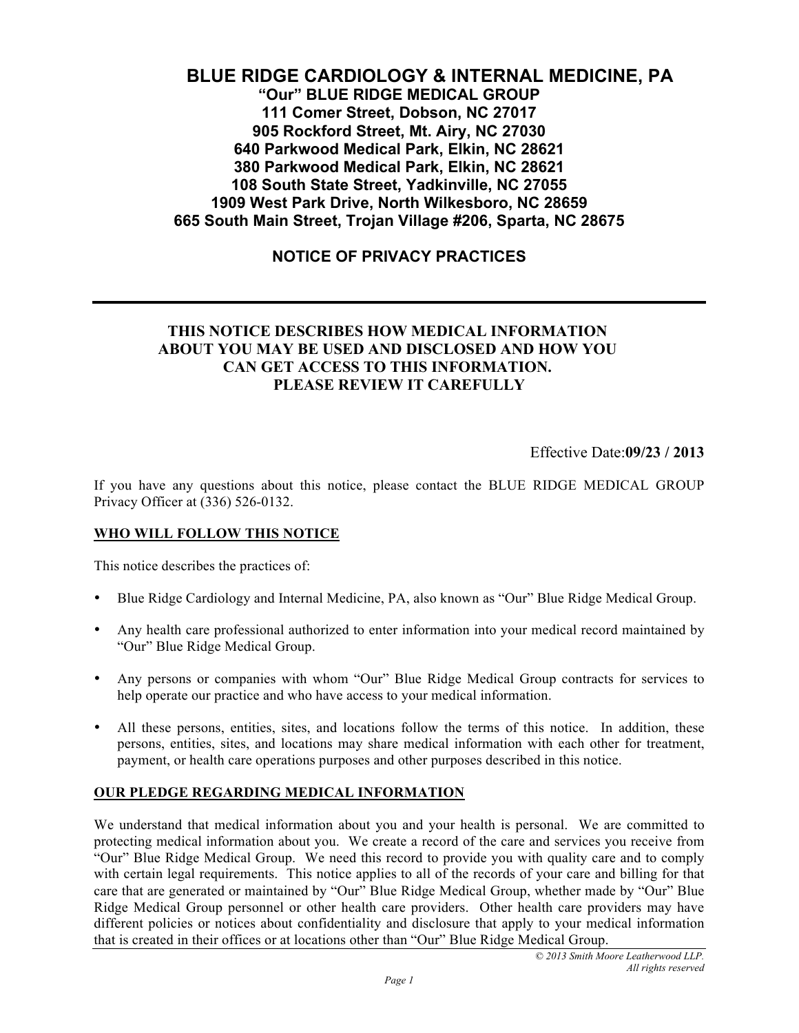# BLUE RIDGE CARDIOLOGY & INTERNAL MEDICINE, PA

**"Our" BLUE RIDGE MEDICAL GROUP**
**111 Comer Street, Dobson, NC 27017**
**905 Rockford Street, Mt. Airy, NC 27030**
**640 Parkwood Medical Park, Elkin, NC 28621**
**380 Parkwood Medical Park, Elkin, NC 28621**
**108 South State Street, Yadkinville, NC 27055**
**1909 West Park Drive, North Wilkesboro, NC 28659**
**665 South Main Street, Trojan Village #206, Sparta, NC 28675**

## NOTICE OF PRIVACY PRACTICES

---

**THIS NOTICE DESCRIBES HOW MEDICAL INFORMATION ABOUT YOU MAY BE USED AND DISCLOSED AND HOW YOU CAN GET ACCESS TO THIS INFORMATION. PLEASE REVIEW IT CAREFULLY**

Effective Date:**09/23 / 2013**

If you have any questions about this notice, please contact the BLUE RIDGE MEDICAL GROUP Privacy Officer at (336) 526-0132.

### WHO WILL FOLLOW THIS NOTICE

This notice describes the practices of:

- Blue Ridge Cardiology and Internal Medicine, PA, also known as "Our" Blue Ridge Medical Group.
- Any health care professional authorized to enter information into your medical record maintained by "Our" Blue Ridge Medical Group.
- Any persons or companies with whom "Our" Blue Ridge Medical Group contracts for services to help operate our practice and who have access to your medical information.
- All these persons, entities, sites, and locations follow the terms of this notice. In addition, these persons, entities, sites, and locations may share medical information with each other for treatment, payment, or health care operations purposes and other purposes described in this notice.

### OUR PLEDGE REGARDING MEDICAL INFORMATION

We understand that medical information about you and your health is personal. We are committed to protecting medical information about you. We create a record of the care and services you receive from "Our" Blue Ridge Medical Group. We need this record to provide you with quality care and to comply with certain legal requirements. This notice applies to all of the records of your care and billing for that care that are generated or maintained by "Our" Blue Ridge Medical Group, whether made by "Our" Blue Ridge Medical Group personnel or other health care providers. Other health care providers may have different policies or notices about confidentiality and disclosure that apply to your medical information that is created in their offices or at locations other than "Our" Blue Ridge Medical Group.

*© 2013 Smith Moore Leatherwood LLP. All rights reserved*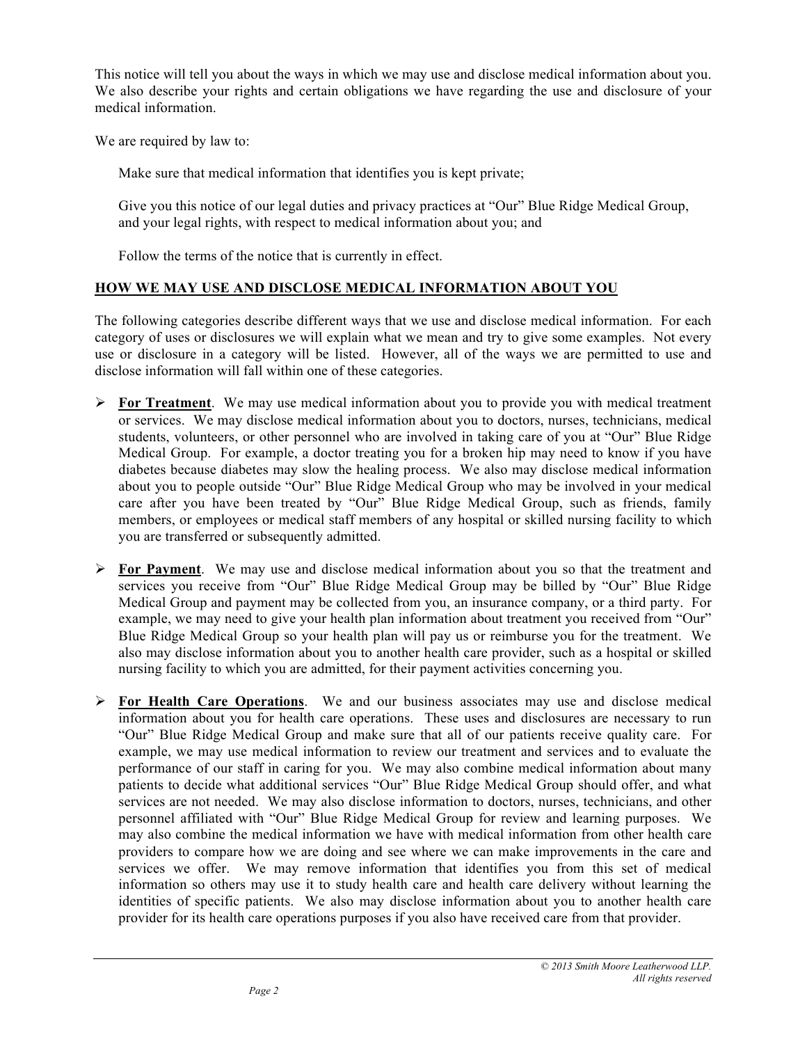This notice will tell you about the ways in which we may use and disclose medical information about you. We also describe your rights and certain obligations we have regarding the use and disclosure of your medical information.

We are required by law to:

Make sure that medical information that identifies you is kept private;

Give you this notice of our legal duties and privacy practices at "Our" Blue Ridge Medical Group, and your legal rights, with respect to medical information about you; and

Follow the terms of the notice that is currently in effect.

## HOW WE MAY USE AND DISCLOSE MEDICAL INFORMATION ABOUT YOU

The following categories describe different ways that we use and disclose medical information. For each category of uses or disclosures we will explain what we mean and try to give some examples. Not every use or disclosure in a category will be listed. However, all of the ways we are permitted to use and disclose information will fall within one of these categories.

- **For Treatment**. We may use medical information about you to provide you with medical treatment or services. We may disclose medical information about you to doctors, nurses, technicians, medical students, volunteers, or other personnel who are involved in taking care of you at "Our" Blue Ridge Medical Group. For example, a doctor treating you for a broken hip may need to know if you have diabetes because diabetes may slow the healing process. We also may disclose medical information about you to people outside "Our" Blue Ridge Medical Group who may be involved in your medical care after you have been treated by "Our" Blue Ridge Medical Group, such as friends, family members, or employees or medical staff members of any hospital or skilled nursing facility to which you are transferred or subsequently admitted.

- **For Payment**. We may use and disclose medical information about you so that the treatment and services you receive from "Our" Blue Ridge Medical Group may be billed by "Our" Blue Ridge Medical Group and payment may be collected from you, an insurance company, or a third party. For example, we may need to give your health plan information about treatment you received from "Our" Blue Ridge Medical Group so your health plan will pay us or reimburse you for the treatment. We also may disclose information about you to another health care provider, such as a hospital or skilled nursing facility to which you are admitted, for their payment activities concerning you.

- **For Health Care Operations**. We and our business associates may use and disclose medical information about you for health care operations. These uses and disclosures are necessary to run "Our" Blue Ridge Medical Group and make sure that all of our patients receive quality care. For example, we may use medical information to review our treatment and services and to evaluate the performance of our staff in caring for you. We may also combine medical information about many patients to decide what additional services "Our" Blue Ridge Medical Group should offer, and what services are not needed. We may also disclose information to doctors, nurses, technicians, and other personnel affiliated with "Our" Blue Ridge Medical Group for review and learning purposes. We may also combine the medical information we have with medical information from other health care providers to compare how we are doing and see where we can make improvements in the care and services we offer. We may remove information that identifies you from this set of medical information so others may use it to study health care and health care delivery without learning the identities of specific patients. We also may disclose information about you to another health care provider for its health care operations purposes if you also have received care from that provider.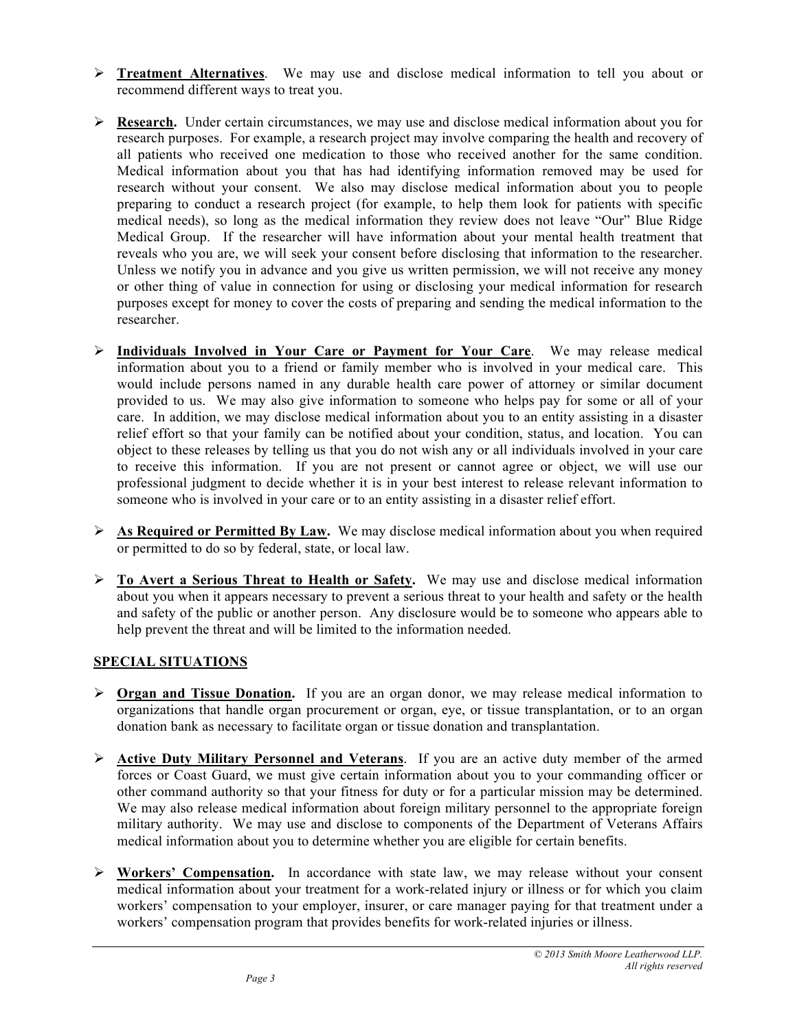- **Treatment Alternatives**. We may use and disclose medical information to tell you about or recommend different ways to treat you.

- **Research.** Under certain circumstances, we may use and disclose medical information about you for research purposes. For example, a research project may involve comparing the health and recovery of all patients who received one medication to those who received another for the same condition. Medical information about you that has had identifying information removed may be used for research without your consent. We also may disclose medical information about you to people preparing to conduct a research project (for example, to help them look for patients with specific medical needs), so long as the medical information they review does not leave "Our" Blue Ridge Medical Group. If the researcher will have information about your mental health treatment that reveals who you are, we will seek your consent before disclosing that information to the researcher. Unless we notify you in advance and you give us written permission, we will not receive any money or other thing of value in connection for using or disclosing your medical information for research purposes except for money to cover the costs of preparing and sending the medical information to the researcher.

- **Individuals Involved in Your Care or Payment for Your Care**. We may release medical information about you to a friend or family member who is involved in your medical care. This would include persons named in any durable health care power of attorney or similar document provided to us. We may also give information to someone who helps pay for some or all of your care. In addition, we may disclose medical information about you to an entity assisting in a disaster relief effort so that your family can be notified about your condition, status, and location. You can object to these releases by telling us that you do not wish any or all individuals involved in your care to receive this information. If you are not present or cannot agree or object, we will use our professional judgment to decide whether it is in your best interest to release relevant information to someone who is involved in your care or to an entity assisting in a disaster relief effort.

- **As Required or Permitted By Law.** We may disclose medical information about you when required or permitted to do so by federal, state, or local law.

- **To Avert a Serious Threat to Health or Safety.** We may use and disclose medical information about you when it appears necessary to prevent a serious threat to your health and safety or the health and safety of the public or another person. Any disclosure would be to someone who appears able to help prevent the threat and will be limited to the information needed.

## SPECIAL SITUATIONS

- **Organ and Tissue Donation.** If you are an organ donor, we may release medical information to organizations that handle organ procurement or organ, eye, or tissue transplantation, or to an organ donation bank as necessary to facilitate organ or tissue donation and transplantation.

- **Active Duty Military Personnel and Veterans**. If you are an active duty member of the armed forces or Coast Guard, we must give certain information about you to your commanding officer or other command authority so that your fitness for duty or for a particular mission may be determined. We may also release medical information about foreign military personnel to the appropriate foreign military authority. We may use and disclose to components of the Department of Veterans Affairs medical information about you to determine whether you are eligible for certain benefits.

- **Workers' Compensation.** In accordance with state law, we may release without your consent medical information about your treatment for a work-related injury or illness or for which you claim workers' compensation to your employer, insurer, or care manager paying for that treatment under a workers' compensation program that provides benefits for work-related injuries or illness.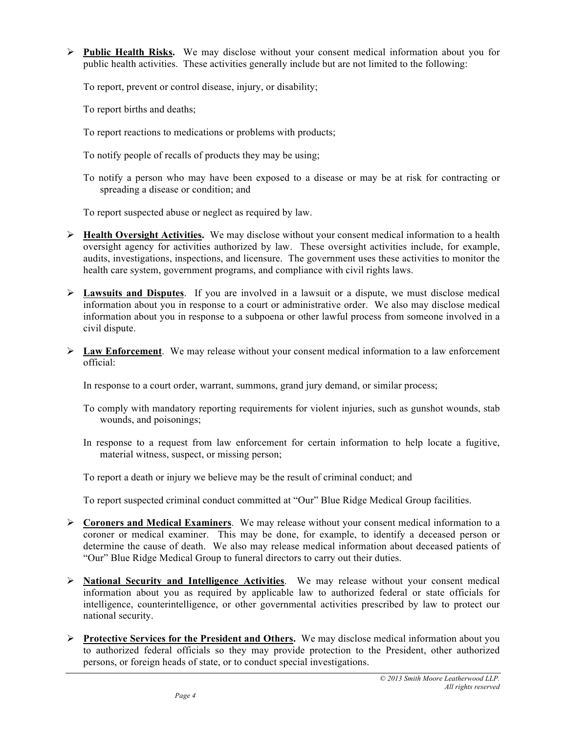- **Public Health Risks.** We may disclose without your consent medical information about you for public health activities. These activities generally include but are not limited to the following:

  To report, prevent or control disease, injury, or disability;

  To report births and deaths;

  To report reactions to medications or problems with products;

  To notify people of recalls of products they may be using;

  To notify a person who may have been exposed to a disease or may be at risk for contracting or spreading a disease or condition; and

  To report suspected abuse or neglect as required by law.

- **Health Oversight Activities.** We may disclose without your consent medical information to a health oversight agency for activities authorized by law. These oversight activities include, for example, audits, investigations, inspections, and licensure. The government uses these activities to monitor the health care system, government programs, and compliance with civil rights laws.

- **Lawsuits and Disputes**. If you are involved in a lawsuit or a dispute, we must disclose medical information about you in response to a court or administrative order. We also may disclose medical information about you in response to a subpoena or other lawful process from someone involved in a civil dispute.

- **Law Enforcement**. We may release without your consent medical information to a law enforcement official:

  In response to a court order, warrant, summons, grand jury demand, or similar process;

  To comply with mandatory reporting requirements for violent injuries, such as gunshot wounds, stab wounds, and poisonings;

  In response to a request from law enforcement for certain information to help locate a fugitive, material witness, suspect, or missing person;

  To report a death or injury we believe may be the result of criminal conduct; and

  To report suspected criminal conduct committed at "Our" Blue Ridge Medical Group facilities.

- **Coroners and Medical Examiners**. We may release without your consent medical information to a coroner or medical examiner. This may be done, for example, to identify a deceased person or determine the cause of death. We also may release medical information about deceased patients of "Our" Blue Ridge Medical Group to funeral directors to carry out their duties.

- **National Security and Intelligence Activities**. We may release without your consent medical information about you as required by applicable law to authorized federal or state officials for intelligence, counterintelligence, or other governmental activities prescribed by law to protect our national security.

- **Protective Services for the President and Others.** We may disclose medical information about you to authorized federal officials so they may provide protection to the President, other authorized persons, or foreign heads of state, or to conduct special investigations.

*© 2013 Smith Moore Leatherwood LLP. All rights reserved*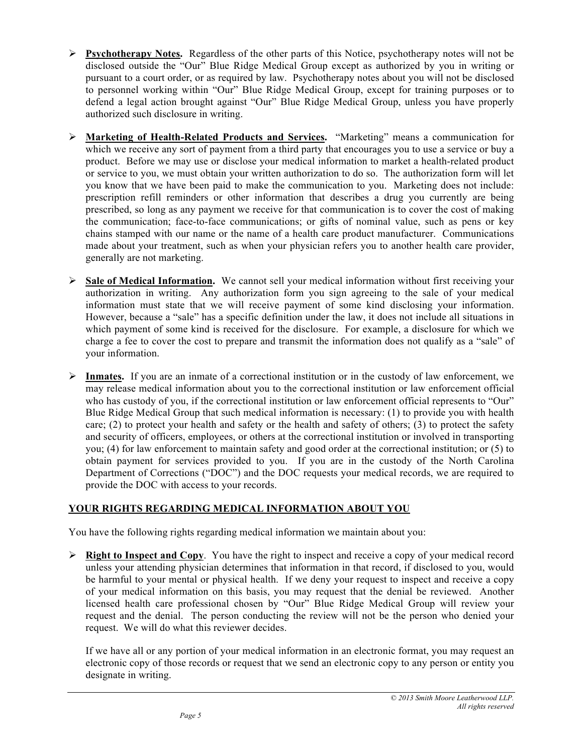- **Psychotherapy Notes.** Regardless of the other parts of this Notice, psychotherapy notes will not be disclosed outside the "Our" Blue Ridge Medical Group except as authorized by you in writing or pursuant to a court order, or as required by law. Psychotherapy notes about you will not be disclosed to personnel working within "Our" Blue Ridge Medical Group, except for training purposes or to defend a legal action brought against "Our" Blue Ridge Medical Group, unless you have properly authorized such disclosure in writing.

- **Marketing of Health-Related Products and Services.** "Marketing" means a communication for which we receive any sort of payment from a third party that encourages you to use a service or buy a product. Before we may use or disclose your medical information to market a health-related product or service to you, we must obtain your written authorization to do so. The authorization form will let you know that we have been paid to make the communication to you. Marketing does not include: prescription refill reminders or other information that describes a drug you currently are being prescribed, so long as any payment we receive for that communication is to cover the cost of making the communication; face-to-face communications; or gifts of nominal value, such as pens or key chains stamped with our name or the name of a health care product manufacturer. Communications made about your treatment, such as when your physician refers you to another health care provider, generally are not marketing.

- **Sale of Medical Information.** We cannot sell your medical information without first receiving your authorization in writing. Any authorization form you sign agreeing to the sale of your medical information must state that we will receive payment of some kind disclosing your information. However, because a "sale" has a specific definition under the law, it does not include all situations in which payment of some kind is received for the disclosure. For example, a disclosure for which we charge a fee to cover the cost to prepare and transmit the information does not qualify as a "sale" of your information.

- **Inmates.** If you are an inmate of a correctional institution or in the custody of law enforcement, we may release medical information about you to the correctional institution or law enforcement official who has custody of you, if the correctional institution or law enforcement official represents to "Our" Blue Ridge Medical Group that such medical information is necessary: (1) to provide you with health care; (2) to protect your health and safety or the health and safety of others; (3) to protect the safety and security of officers, employees, or others at the correctional institution or involved in transporting you; (4) for law enforcement to maintain safety and good order at the correctional institution; or (5) to obtain payment for services provided to you. If you are in the custody of the North Carolina Department of Corrections ("DOC") and the DOC requests your medical records, we are required to provide the DOC with access to your records.

## YOUR RIGHTS REGARDING MEDICAL INFORMATION ABOUT YOU

You have the following rights regarding medical information we maintain about you:

- **Right to Inspect and Copy**. You have the right to inspect and receive a copy of your medical record unless your attending physician determines that information in that record, if disclosed to you, would be harmful to your mental or physical health. If we deny your request to inspect and receive a copy of your medical information on this basis, you may request that the denial be reviewed. Another licensed health care professional chosen by "Our" Blue Ridge Medical Group will review your request and the denial. The person conducting the review will not be the person who denied your request. We will do what this reviewer decides.

  If we have all or any portion of your medical information in an electronic format, you may request an electronic copy of those records or request that we send an electronic copy to any person or entity you designate in writing.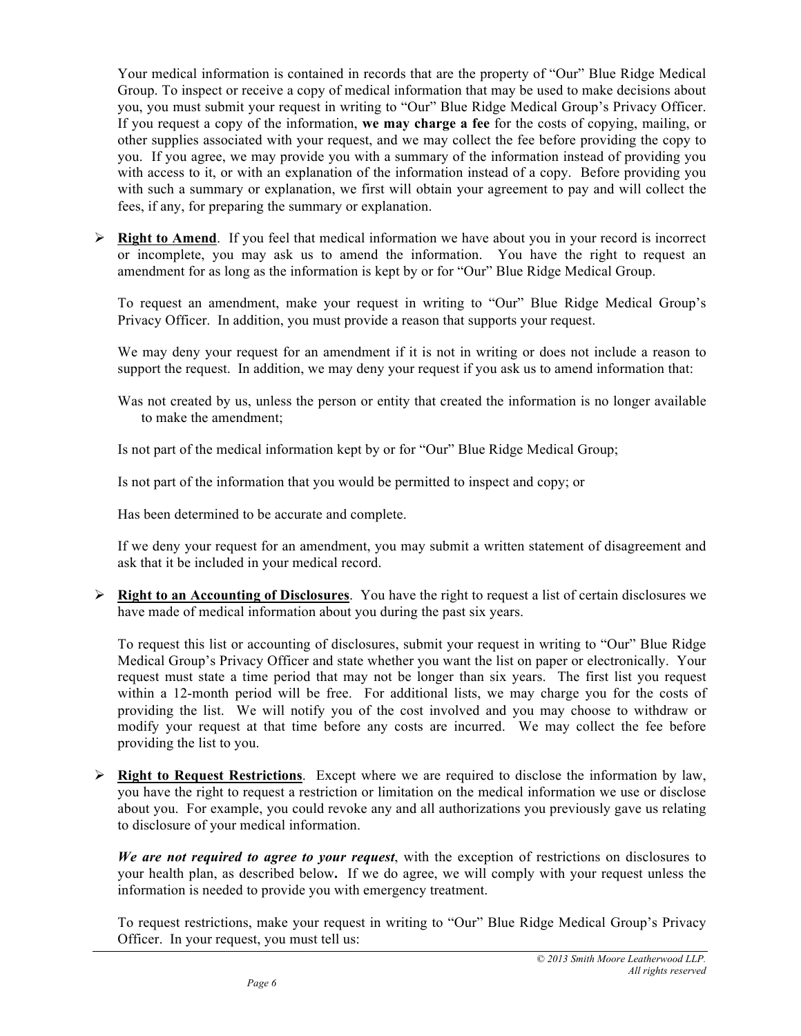Your medical information is contained in records that are the property of "Our" Blue Ridge Medical Group. To inspect or receive a copy of medical information that may be used to make decisions about you, you must submit your request in writing to "Our" Blue Ridge Medical Group's Privacy Officer. If you request a copy of the information, **we may charge a fee** for the costs of copying, mailing, or other supplies associated with your request, and we may collect the fee before providing the copy to you. If you agree, we may provide you with a summary of the information instead of providing you with access to it, or with an explanation of the information instead of a copy. Before providing you with such a summary or explanation, we first will obtain your agreement to pay and will collect the fees, if any, for preparing the summary or explanation.

- **Right to Amend**. If you feel that medical information we have about you in your record is incorrect or incomplete, you may ask us to amend the information. You have the right to request an amendment for as long as the information is kept by or for "Our" Blue Ridge Medical Group.

  To request an amendment, make your request in writing to "Our" Blue Ridge Medical Group's Privacy Officer. In addition, you must provide a reason that supports your request.

  We may deny your request for an amendment if it is not in writing or does not include a reason to support the request. In addition, we may deny your request if you ask us to amend information that:

  Was not created by us, unless the person or entity that created the information is no longer available to make the amendment;

  Is not part of the medical information kept by or for "Our" Blue Ridge Medical Group;

  Is not part of the information that you would be permitted to inspect and copy; or

  Has been determined to be accurate and complete.

  If we deny your request for an amendment, you may submit a written statement of disagreement and ask that it be included in your medical record.

- **Right to an Accounting of Disclosures**. You have the right to request a list of certain disclosures we have made of medical information about you during the past six years.

  To request this list or accounting of disclosures, submit your request in writing to "Our" Blue Ridge Medical Group's Privacy Officer and state whether you want the list on paper or electronically. Your request must state a time period that may not be longer than six years. The first list you request within a 12-month period will be free. For additional lists, we may charge you for the costs of providing the list. We will notify you of the cost involved and you may choose to withdraw or modify your request at that time before any costs are incurred. We may collect the fee before providing the list to you.

- **Right to Request Restrictions**. Except where we are required to disclose the information by law, you have the right to request a restriction or limitation on the medical information we use or disclose about you. For example, you could revoke any and all authorizations you previously gave us relating to disclosure of your medical information.

  ***We are not required to agree to your request***, with the exception of restrictions on disclosures to your health plan, as described below**.** If we do agree, we will comply with your request unless the information is needed to provide you with emergency treatment.

  To request restrictions, make your request in writing to "Our" Blue Ridge Medical Group's Privacy Officer. In your request, you must tell us:

*© 2013 Smith Moore Leatherwood LLP. All rights reserved*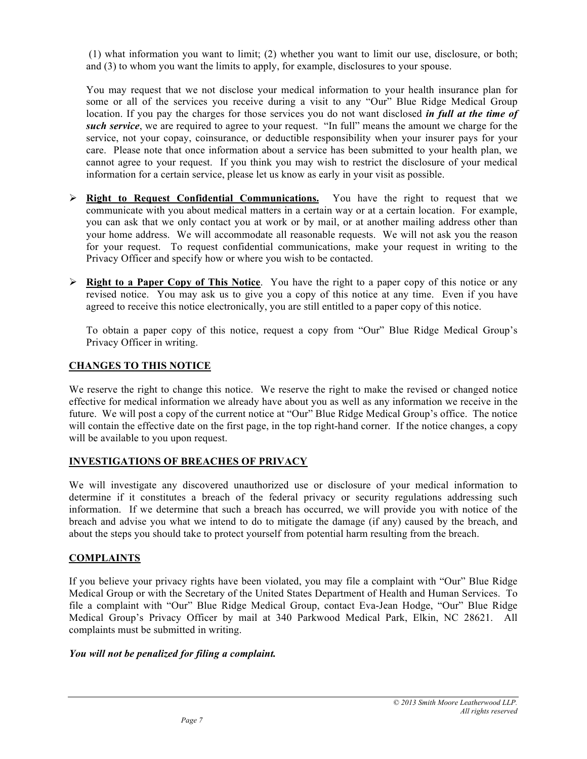(1) what information you want to limit; (2) whether you want to limit our use, disclosure, or both; and (3) to whom you want the limits to apply, for example, disclosures to your spouse.

You may request that we not disclose your medical information to your health insurance plan for some or all of the services you receive during a visit to any "Our" Blue Ridge Medical Group location. If you pay the charges for those services you do not want disclosed ***in full at the time of such service***, we are required to agree to your request. "In full" means the amount we charge for the service, not your copay, coinsurance, or deductible responsibility when your insurer pays for your care. Please note that once information about a service has been submitted to your health plan, we cannot agree to your request. If you think you may wish to restrict the disclosure of your medical information for a certain service, please let us know as early in your visit as possible.

- **Right to Request Confidential Communications.** You have the right to request that we communicate with you about medical matters in a certain way or at a certain location. For example, you can ask that we only contact you at work or by mail, or at another mailing address other than your home address. We will accommodate all reasonable requests. We will not ask you the reason for your request. To request confidential communications, make your request in writing to the Privacy Officer and specify how or where you wish to be contacted.

- **Right to a Paper Copy of This Notice**. You have the right to a paper copy of this notice or any revised notice. You may ask us to give you a copy of this notice at any time. Even if you have agreed to receive this notice electronically, you are still entitled to a paper copy of this notice.

  To obtain a paper copy of this notice, request a copy from "Our" Blue Ridge Medical Group's Privacy Officer in writing.

## CHANGES TO THIS NOTICE

We reserve the right to change this notice. We reserve the right to make the revised or changed notice effective for medical information we already have about you as well as any information we receive in the future. We will post a copy of the current notice at "Our" Blue Ridge Medical Group's office. The notice will contain the effective date on the first page, in the top right-hand corner. If the notice changes, a copy will be available to you upon request.

## INVESTIGATIONS OF BREACHES OF PRIVACY

We will investigate any discovered unauthorized use or disclosure of your medical information to determine if it constitutes a breach of the federal privacy or security regulations addressing such information. If we determine that such a breach has occurred, we will provide you with notice of the breach and advise you what we intend to do to mitigate the damage (if any) caused by the breach, and about the steps you should take to protect yourself from potential harm resulting from the breach.

## COMPLAINTS

If you believe your privacy rights have been violated, you may file a complaint with "Our" Blue Ridge Medical Group or with the Secretary of the United States Department of Health and Human Services. To file a complaint with "Our" Blue Ridge Medical Group, contact Eva-Jean Hodge, "Our" Blue Ridge Medical Group's Privacy Officer by mail at 340 Parkwood Medical Park, Elkin, NC 28621. All complaints must be submitted in writing.

***You will not be penalized for filing a complaint.***

*© 2013 Smith Moore Leatherwood LLP. All rights reserved*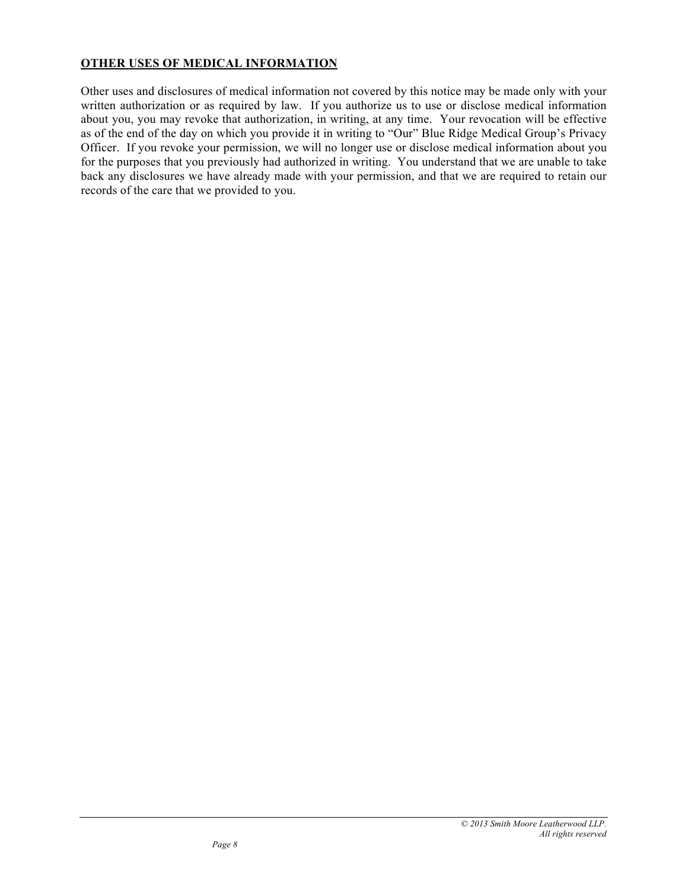## OTHER USES OF MEDICAL INFORMATION

Other uses and disclosures of medical information not covered by this notice may be made only with your written authorization or as required by law. If you authorize us to use or disclose medical information about you, you may revoke that authorization, in writing, at any time. Your revocation will be effective as of the end of the day on which you provide it in writing to "Our" Blue Ridge Medical Group's Privacy Officer. If you revoke your permission, we will no longer use or disclose medical information about you for the purposes that you previously had authorized in writing. You understand that we are unable to take back any disclosures we have already made with your permission, and that we are required to retain our records of the care that we provided to you.